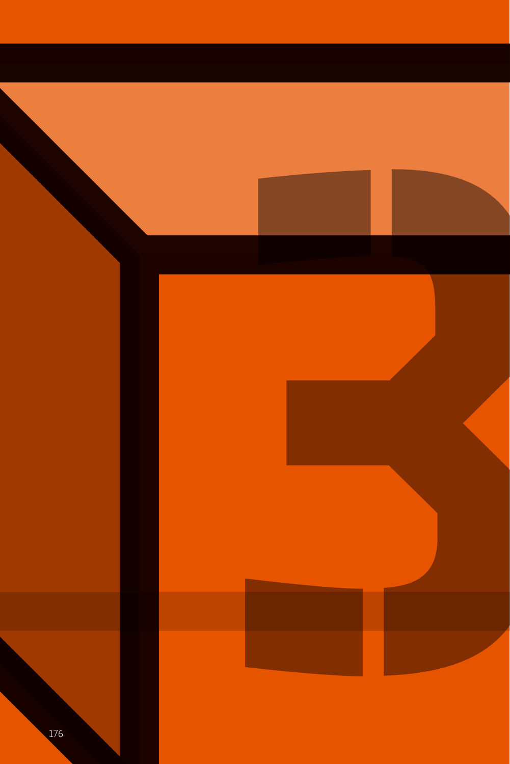# 3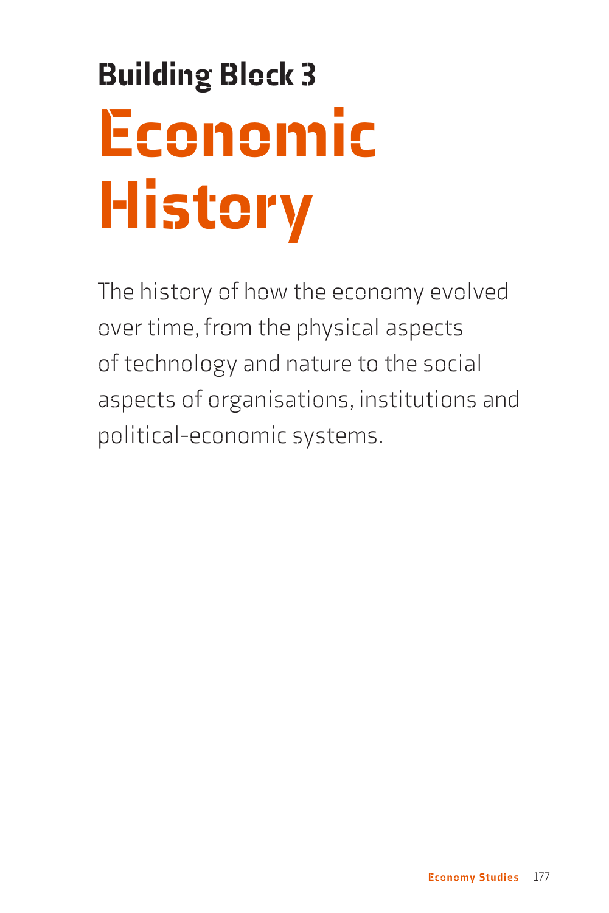## Building Block 3

# Economic History

The history of how the economy evolved over time, from the physical aspects of technology and nature to the social aspects of organisations, institutions and political-economic systems.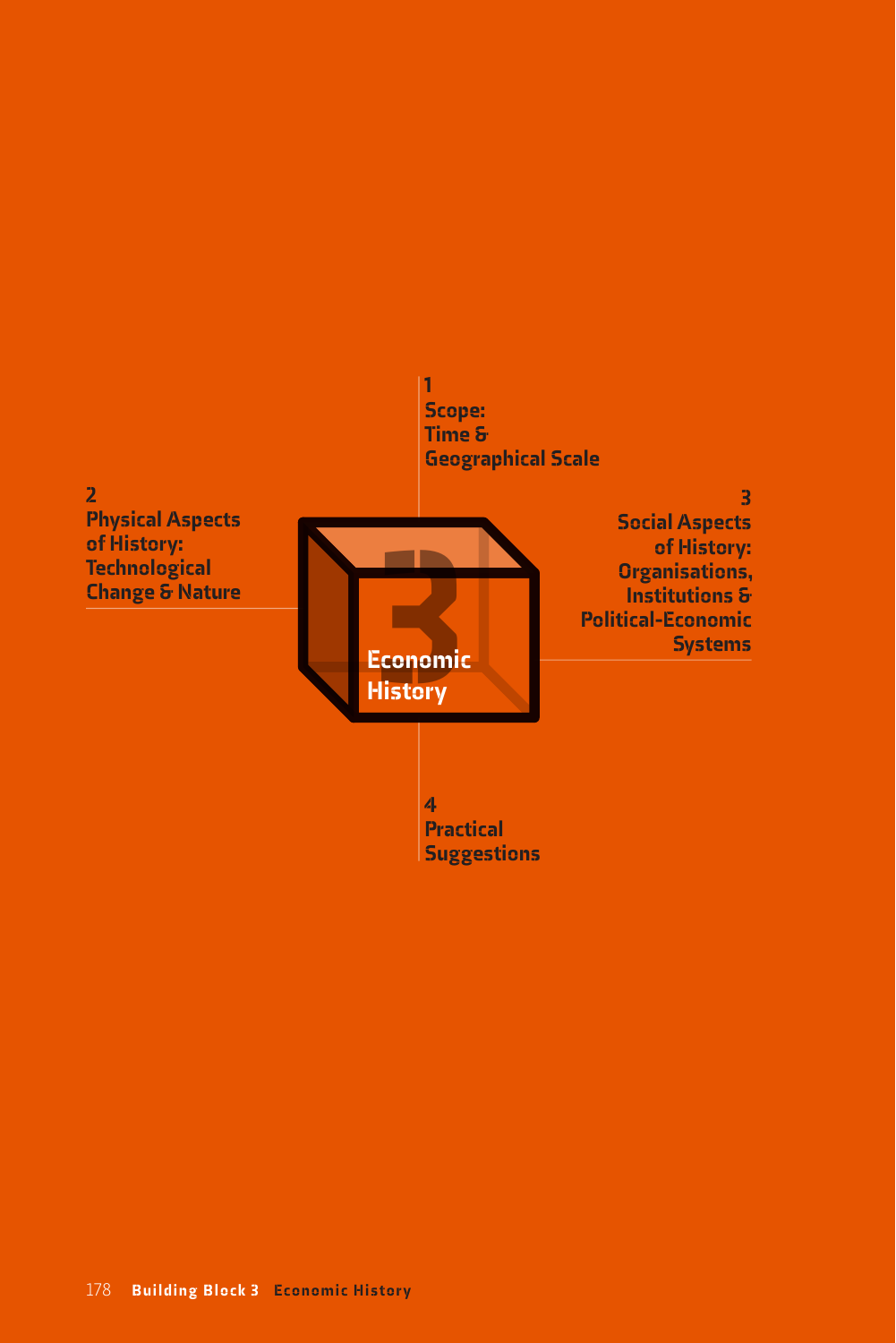# Economic History

1
Scope:
Time & Geographical Scale

2
Physical Aspects of History:
Technological Change & Nature

3
Social Aspects of History:
Organisations, Institutions & Political-Economic Systems

4
Practical Suggestions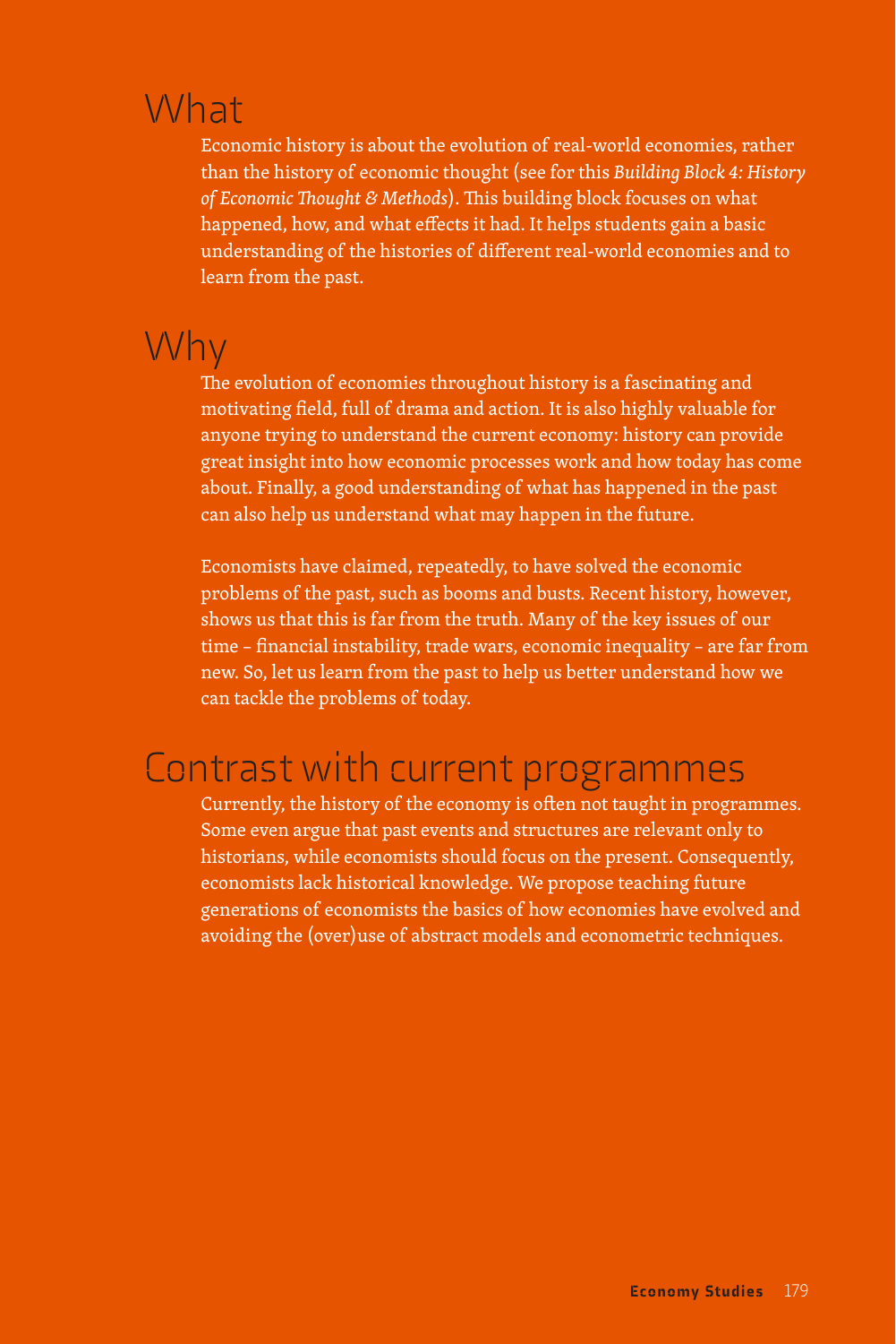## What

Economic history is about the evolution of real-world economies, rather than the history of economic thought (see for this *Building Block 4: History of Economic Thought & Methods*). This building block focuses on what happened, how, and what effects it had. It helps students gain a basic understanding of the histories of different real-world economies and to learn from the past.

## Why

The evolution of economies throughout history is a fascinating and motivating field, full of drama and action. It is also highly valuable for anyone trying to understand the current economy: history can provide great insight into how economic processes work and how today has come about. Finally, a good understanding of what has happened in the past can also help us understand what may happen in the future.

Economists have claimed, repeatedly, to have solved the economic problems of the past, such as booms and busts. Recent history, however, shows us that this is far from the truth. Many of the key issues of our time – financial instability, trade wars, economic inequality – are far from new. So, let us learn from the past to help us better understand how we can tackle the problems of today.

## Contrast with current programmes

Currently, the history of the economy is often not taught in programmes. Some even argue that past events and structures are relevant only to historians, while economists should focus on the present. Consequently, economists lack historical knowledge. We propose teaching future generations of economists the basics of how economies have evolved and avoiding the (over)use of abstract models and econometric techniques.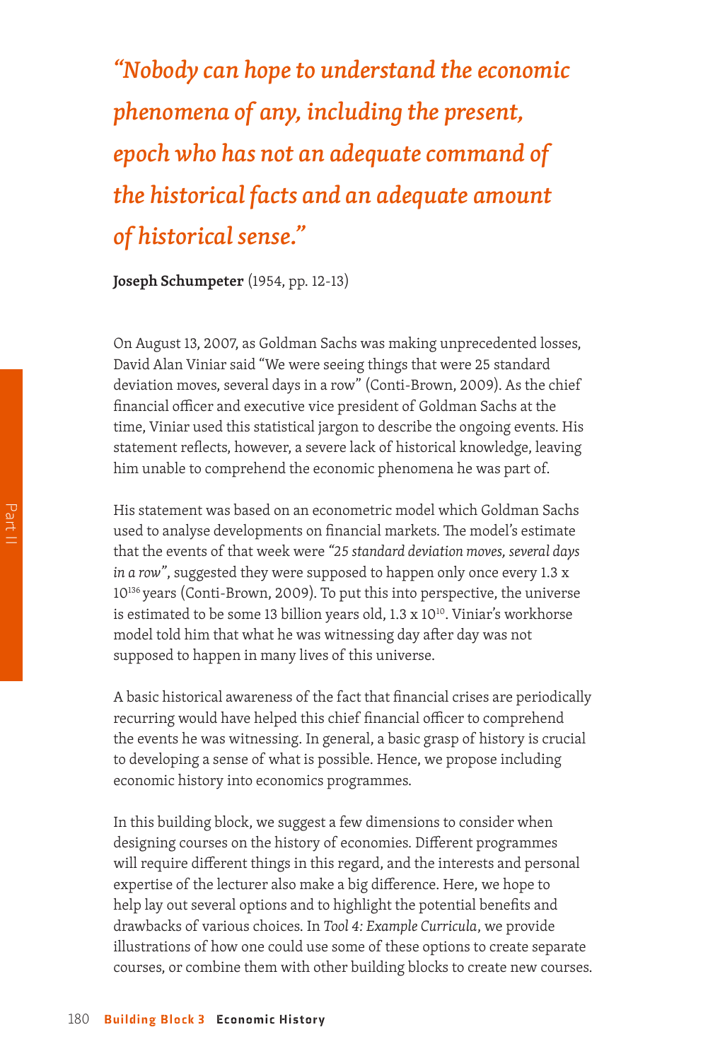*"Nobody can hope to understand the economic phenomena of any, including the present, epoch who has not an adequate command of the historical facts and an adequate amount of historical sense."*

**Joseph Schumpeter** (1954, pp. 12-13)

On August 13, 2007, as Goldman Sachs was making unprecedented losses, David Alan Viniar said "We were seeing things that were 25 standard deviation moves, several days in a row" (Conti-Brown, 2009). As the chief financial officer and executive vice president of Goldman Sachs at the time, Viniar used this statistical jargon to describe the ongoing events. His statement reflects, however, a severe lack of historical knowledge, leaving him unable to comprehend the economic phenomena he was part of.

His statement was based on an econometric model which Goldman Sachs used to analyse developments on financial markets. The model's estimate that the events of that week were *"25 standard deviation moves, several days in a row"*, suggested they were supposed to happen only once every $1.3 \times 10^{136}$ years (Conti-Brown, 2009). To put this into perspective, the universe is estimated to be some 13 billion years old, $1.3 \times 10^{10}$. Viniar's workhorse model told him that what he was witnessing day after day was not supposed to happen in many lives of this universe.

A basic historical awareness of the fact that financial crises are periodically recurring would have helped this chief financial officer to comprehend the events he was witnessing. In general, a basic grasp of history is crucial to developing a sense of what is possible. Hence, we propose including economic history into economics programmes.

In this building block, we suggest a few dimensions to consider when designing courses on the history of economies. Different programmes will require different things in this regard, and the interests and personal expertise of the lecturer also make a big difference. Here, we hope to help lay out several options and to highlight the potential benefits and drawbacks of various choices. In *Tool 4: Example Curricula*, we provide illustrations of how one could use some of these options to create separate courses, or combine them with other building blocks to create new courses.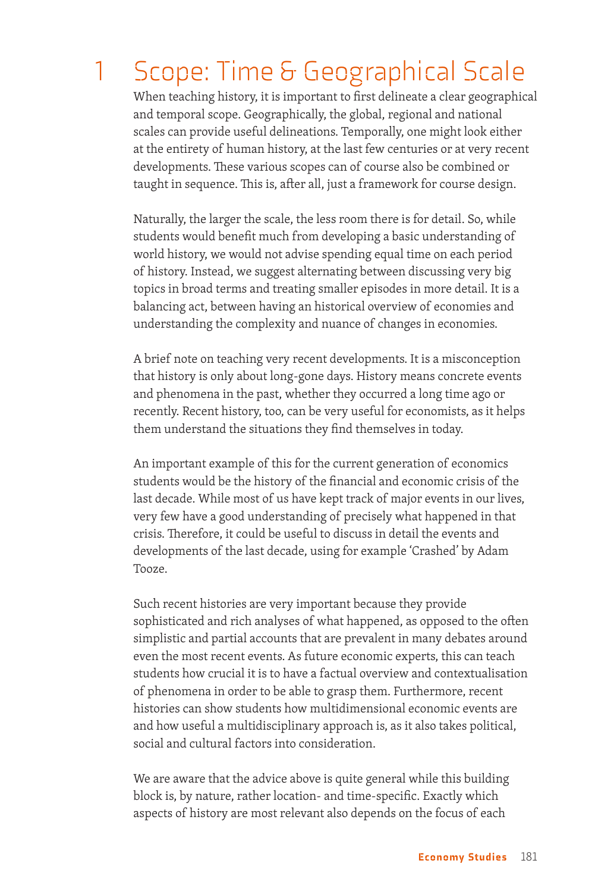# 1 Scope: Time & Geographical Scale

When teaching history, it is important to first delineate a clear geographical and temporal scope. Geographically, the global, regional and national scales can provide useful delineations. Temporally, one might look either at the entirety of human history, at the last few centuries or at very recent developments. These various scopes can of course also be combined or taught in sequence. This is, after all, just a framework for course design.

Naturally, the larger the scale, the less room there is for detail. So, while students would benefit much from developing a basic understanding of world history, we would not advise spending equal time on each period of history. Instead, we suggest alternating between discussing very big topics in broad terms and treating smaller episodes in more detail. It is a balancing act, between having an historical overview of economies and understanding the complexity and nuance of changes in economies.

A brief note on teaching very recent developments. It is a misconception that history is only about long-gone days. History means concrete events and phenomena in the past, whether they occurred a long time ago or recently. Recent history, too, can be very useful for economists, as it helps them understand the situations they find themselves in today.

An important example of this for the current generation of economics students would be the history of the financial and economic crisis of the last decade. While most of us have kept track of major events in our lives, very few have a good understanding of precisely what happened in that crisis. Therefore, it could be useful to discuss in detail the events and developments of the last decade, using for example 'Crashed' by Adam Tooze.

Such recent histories are very important because they provide sophisticated and rich analyses of what happened, as opposed to the often simplistic and partial accounts that are prevalent in many debates around even the most recent events. As future economic experts, this can teach students how crucial it is to have a factual overview and contextualisation of phenomena in order to be able to grasp them. Furthermore, recent histories can show students how multidimensional economic events are and how useful a multidisciplinary approach is, as it also takes political, social and cultural factors into consideration.

We are aware that the advice above is quite general while this building block is, by nature, rather location- and time-specific. Exactly which aspects of history are most relevant also depends on the focus of each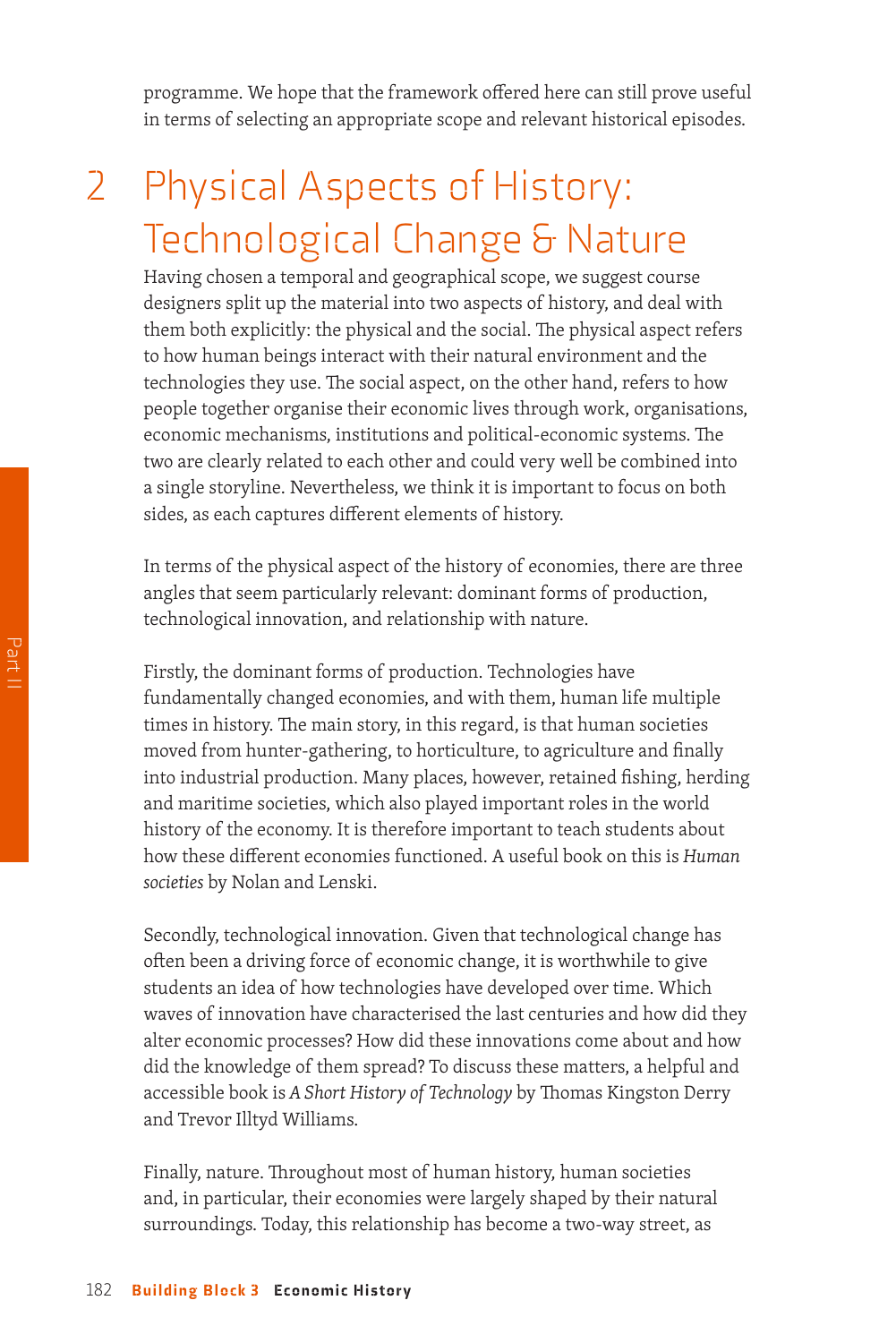programme. We hope that the framework offered here can still prove useful in terms of selecting an appropriate scope and relevant historical episodes.

## 2 Physical Aspects of History: Technological Change & Nature

Having chosen a temporal and geographical scope, we suggest course designers split up the material into two aspects of history, and deal with them both explicitly: the physical and the social. The physical aspect refers to how human beings interact with their natural environment and the technologies they use. The social aspect, on the other hand, refers to how people together organise their economic lives through work, organisations, economic mechanisms, institutions and political-economic systems. The two are clearly related to each other and could very well be combined into a single storyline. Nevertheless, we think it is important to focus on both sides, as each captures different elements of history.

In terms of the physical aspect of the history of economies, there are three angles that seem particularly relevant: dominant forms of production, technological innovation, and relationship with nature.

Firstly, the dominant forms of production. Technologies have fundamentally changed economies, and with them, human life multiple times in history. The main story, in this regard, is that human societies moved from hunter-gathering, to horticulture, to agriculture and finally into industrial production. Many places, however, retained fishing, herding and maritime societies, which also played important roles in the world history of the economy. It is therefore important to teach students about how these different economies functioned. A useful book on this is *Human societies* by Nolan and Lenski.

Secondly, technological innovation. Given that technological change has often been a driving force of economic change, it is worthwhile to give students an idea of how technologies have developed over time. Which waves of innovation have characterised the last centuries and how did they alter economic processes? How did these innovations come about and how did the knowledge of them spread? To discuss these matters, a helpful and accessible book is *A Short History of Technology* by Thomas Kingston Derry and Trevor Illtyd Williams.

Finally, nature. Throughout most of human history, human societies and, in particular, their economies were largely shaped by their natural surroundings. Today, this relationship has become a two-way street, as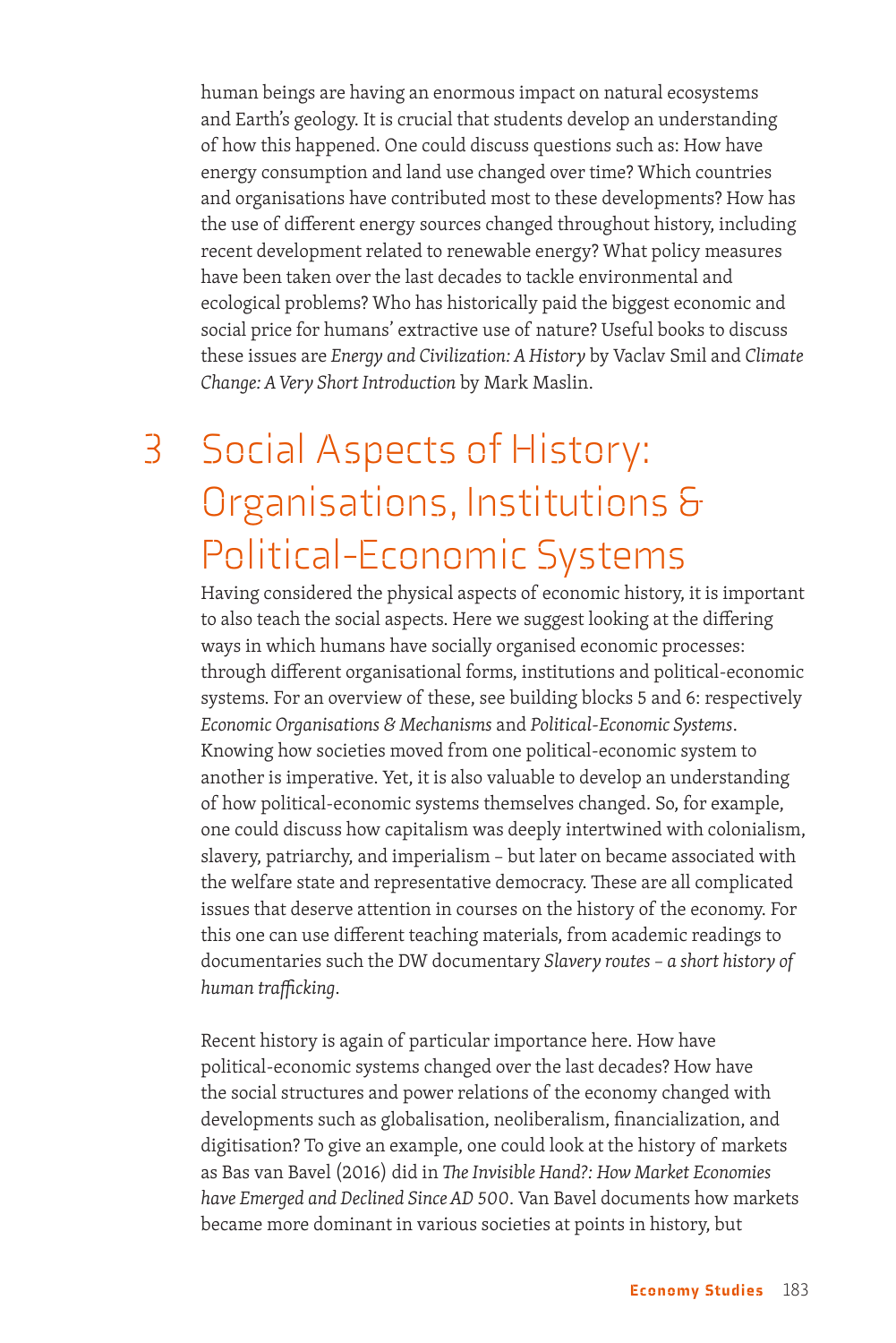human beings are having an enormous impact on natural ecosystems and Earth's geology. It is crucial that students develop an understanding of how this happened. One could discuss questions such as: How have energy consumption and land use changed over time? Which countries and organisations have contributed most to these developments? How has the use of different energy sources changed throughout history, including recent development related to renewable energy? What policy measures have been taken over the last decades to tackle environmental and ecological problems? Who has historically paid the biggest economic and social price for humans' extractive use of nature? Useful books to discuss these issues are *Energy and Civilization: A History* by Vaclav Smil and *Climate Change: A Very Short Introduction* by Mark Maslin.

## 3 Social Aspects of History: Organisations, Institutions & Political-Economic Systems

Having considered the physical aspects of economic history, it is important to also teach the social aspects. Here we suggest looking at the differing ways in which humans have socially organised economic processes: through different organisational forms, institutions and political-economic systems. For an overview of these, see building blocks 5 and 6: respectively *Economic Organisations & Mechanisms* and *Political-Economic Systems*. Knowing how societies moved from one political-economic system to another is imperative. Yet, it is also valuable to develop an understanding of how political-economic systems themselves changed. So, for example, one could discuss how capitalism was deeply intertwined with colonialism, slavery, patriarchy, and imperialism – but later on became associated with the welfare state and representative democracy. These are all complicated issues that deserve attention in courses on the history of the economy. For this one can use different teaching materials, from academic readings to documentaries such the DW documentary *Slavery routes – a short history of human trafficking*.

Recent history is again of particular importance here. How have political-economic systems changed over the last decades? How have the social structures and power relations of the economy changed with developments such as globalisation, neoliberalism, financialization, and digitisation? To give an example, one could look at the history of markets as Bas van Bavel (2016) did in *The Invisible Hand?: How Market Economies have Emerged and Declined Since AD 500*. Van Bavel documents how markets became more dominant in various societies at points in history, but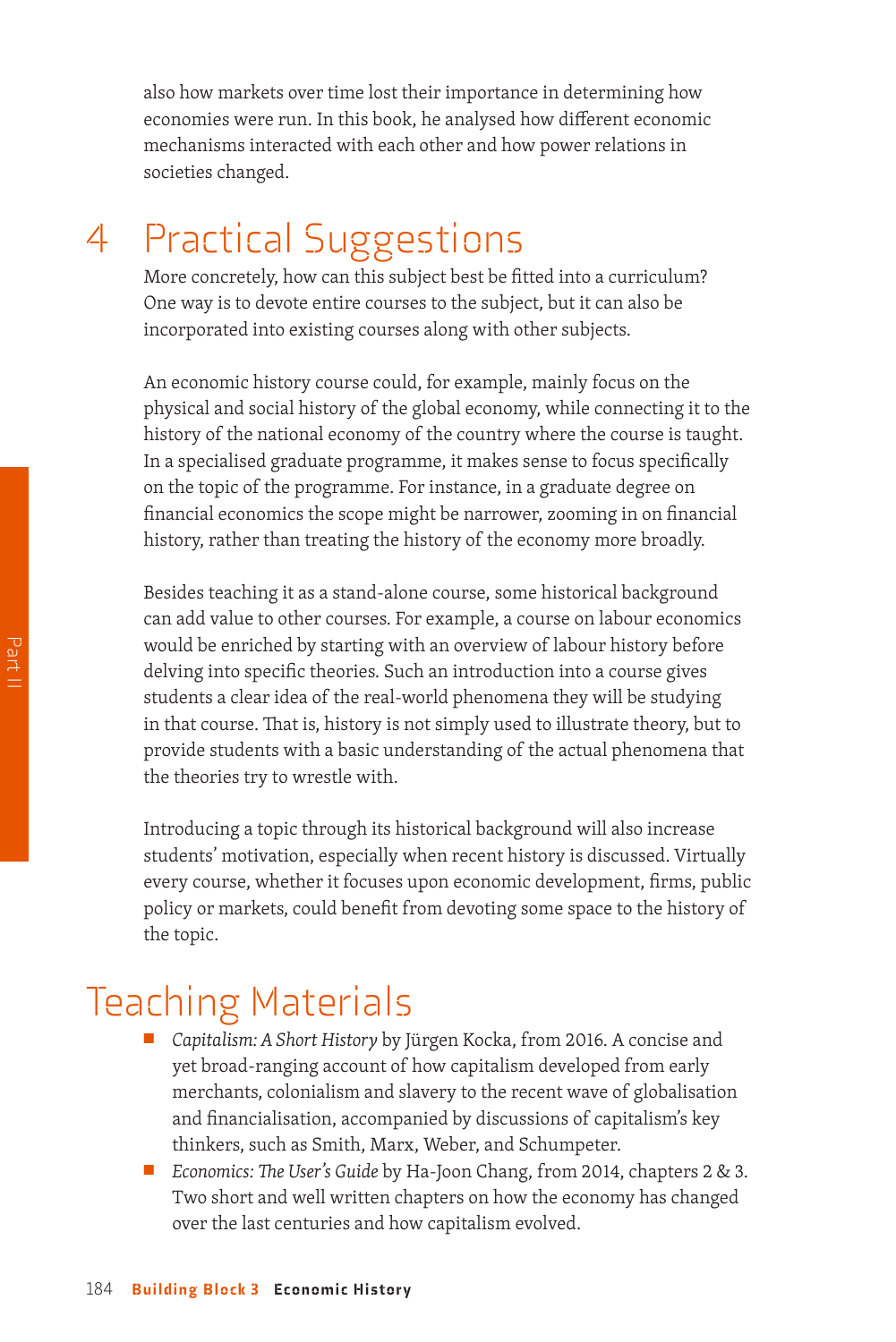also how markets over time lost their importance in determining how economies were run. In this book, he analysed how different economic mechanisms interacted with each other and how power relations in societies changed.

## 4 Practical Suggestions

More concretely, how can this subject best be fitted into a curriculum? One way is to devote entire courses to the subject, but it can also be incorporated into existing courses along with other subjects.

An economic history course could, for example, mainly focus on the physical and social history of the global economy, while connecting it to the history of the national economy of the country where the course is taught. In a specialised graduate programme, it makes sense to focus specifically on the topic of the programme. For instance, in a graduate degree on financial economics the scope might be narrower, zooming in on financial history, rather than treating the history of the economy more broadly.

Besides teaching it as a stand-alone course, some historical background can add value to other courses. For example, a course on labour economics would be enriched by starting with an overview of labour history before delving into specific theories. Such an introduction into a course gives students a clear idea of the real-world phenomena they will be studying in that course. That is, history is not simply used to illustrate theory, but to provide students with a basic understanding of the actual phenomena that the theories try to wrestle with.

Introducing a topic through its historical background will also increase students' motivation, especially when recent history is discussed. Virtually every course, whether it focuses upon economic development, firms, public policy or markets, could benefit from devoting some space to the history of the topic.

## Teaching Materials

- *Capitalism: A Short History* by Jürgen Kocka, from 2016. A concise and yet broad-ranging account of how capitalism developed from early merchants, colonialism and slavery to the recent wave of globalisation and financialisation, accompanied by discussions of capitalism's key thinkers, such as Smith, Marx, Weber, and Schumpeter.
- *Economics: The User's Guide* by Ha-Joon Chang, from 2014, chapters 2 & 3. Two short and well written chapters on how the economy has changed over the last centuries and how capitalism evolved.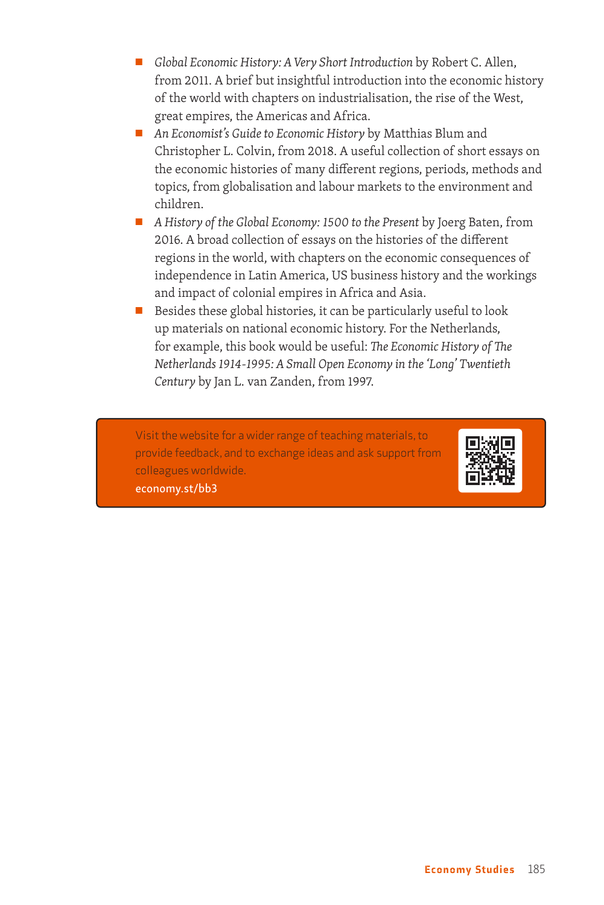- *Global Economic History: A Very Short Introduction* by Robert C. Allen, from 2011. A brief but insightful introduction into the economic history of the world with chapters on industrialisation, the rise of the West, great empires, the Americas and Africa.
- *An Economist's Guide to Economic History* by Matthias Blum and Christopher L. Colvin, from 2018. A useful collection of short essays on the economic histories of many different regions, periods, methods and topics, from globalisation and labour markets to the environment and children.
- *A History of the Global Economy: 1500 to the Present* by Joerg Baten, from 2016. A broad collection of essays on the histories of the different regions in the world, with chapters on the economic consequences of independence in Latin America, US business history and the workings and impact of colonial empires in Africa and Asia.
- Besides these global histories, it can be particularly useful to look up materials on national economic history. For the Netherlands, for example, this book would be useful: *The Economic History of The Netherlands 1914-1995: A Small Open Economy in the 'Long' Twentieth Century* by Jan L. van Zanden, from 1997.

Visit the website for a wider range of teaching materials, to provide feedback, and to exchange ideas and ask support from colleagues worldwide.
economy.st/bb3